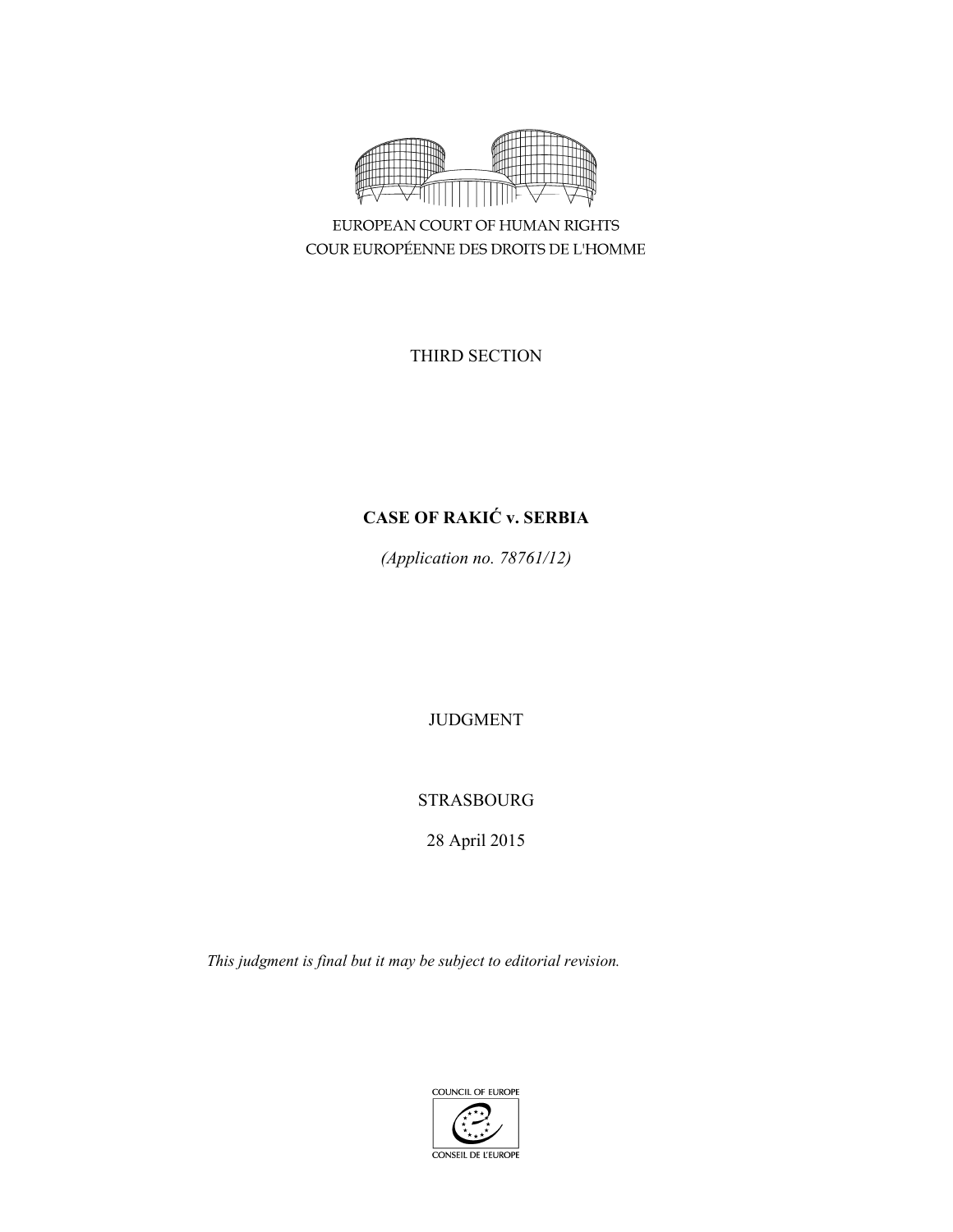EUROPEAN COURT OF HUMAN RIGHTS

COUR EUROPÉENNE DES DROITS DE L'HOMME

THIRD SECTION

**CASE OF RAKIĆ v. SERBIA**

*(Application no. 78761/12)*

JUDGMENT

STRASBOURG

28 April 2015

*This judgment is final but it may be subject to editorial revision.*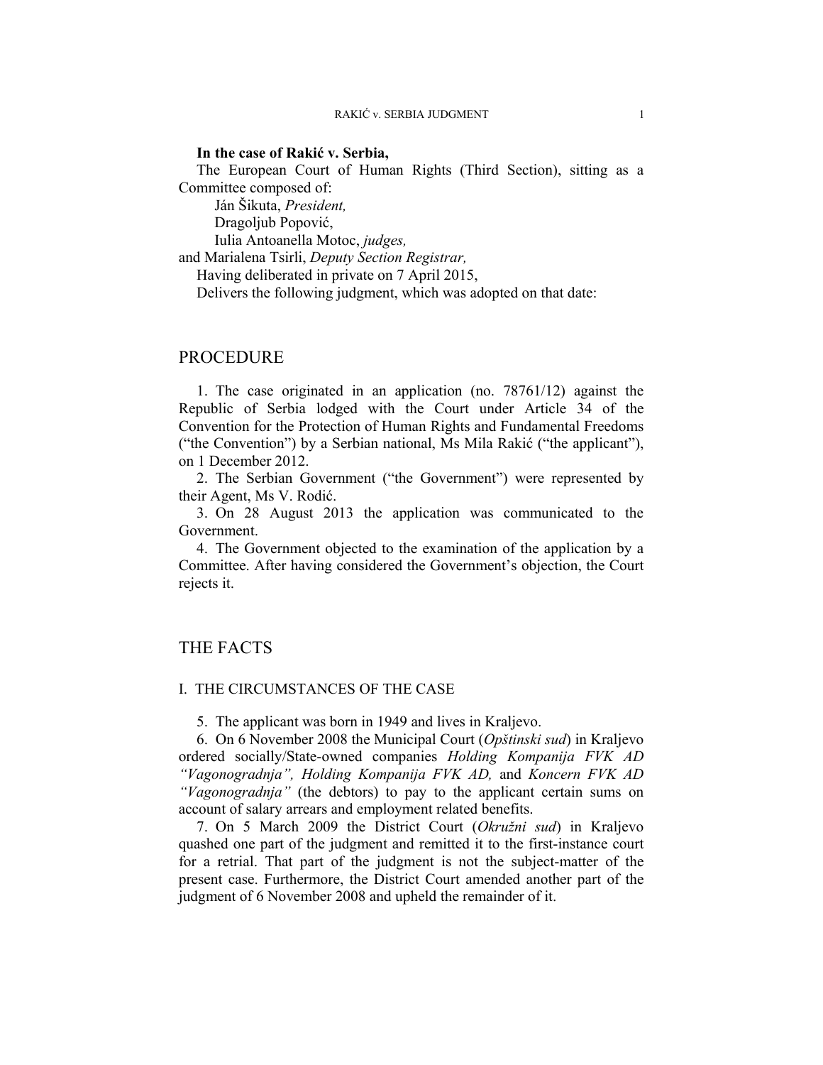**In the case of Rakić v. Serbia,**

The European Court of Human Rights (Third Section), sitting as a Committee composed of:

Ján Šikuta, *President,*
Dragoljub Popović,
Iulia Antoanella Motoc, *judges,*
and Marialena Tsirli, *Deputy Section Registrar,*

Having deliberated in private on 7 April 2015,

Delivers the following judgment, which was adopted on that date:

## PROCEDURE

1. The case originated in an application (no. 78761/12) against the Republic of Serbia lodged with the Court under Article 34 of the Convention for the Protection of Human Rights and Fundamental Freedoms ("the Convention") by a Serbian national, Ms Mila Rakić ("the applicant"), on 1 December 2012.

2. The Serbian Government ("the Government") were represented by their Agent, Ms V. Rodić.

3. On 28 August 2013 the application was communicated to the Government.

4. The Government objected to the examination of the application by a Committee. After having considered the Government's objection, the Court rejects it.

## THE FACTS

### I. THE CIRCUMSTANCES OF THE CASE

5. The applicant was born in 1949 and lives in Kraljevo.

6. On 6 November 2008 the Municipal Court (*Opštinski sud*) in Kraljevo ordered socially/State-owned companies *Holding Kompanija FVK AD "Vagonogradnja", Holding Kompanija FVK AD,* and *Koncern FVK AD "Vagonogradnja"* (the debtors) to pay to the applicant certain sums on account of salary arrears and employment related benefits.

7. On 5 March 2009 the District Court (*Okružni sud*) in Kraljevo quashed one part of the judgment and remitted it to the first-instance court for a retrial. That part of the judgment is not the subject-matter of the present case. Furthermore, the District Court amended another part of the judgment of 6 November 2008 and upheld the remainder of it.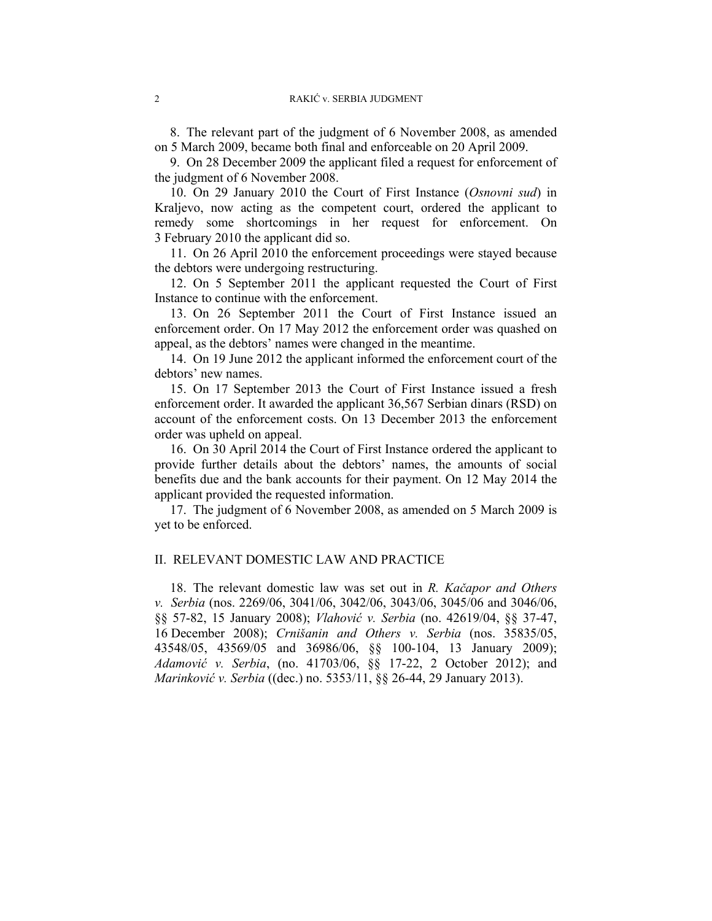8. The relevant part of the judgment of 6 November 2008, as amended on 5 March 2009, became both final and enforceable on 20 April 2009.

9. On 28 December 2009 the applicant filed a request for enforcement of the judgment of 6 November 2008.

10. On 29 January 2010 the Court of First Instance (*Osnovni sud*) in Kraljevo, now acting as the competent court, ordered the applicant to remedy some shortcomings in her request for enforcement. On 3 February 2010 the applicant did so.

11. On 26 April 2010 the enforcement proceedings were stayed because the debtors were undergoing restructuring.

12. On 5 September 2011 the applicant requested the Court of First Instance to continue with the enforcement.

13. On 26 September 2011 the Court of First Instance issued an enforcement order. On 17 May 2012 the enforcement order was quashed on appeal, as the debtors' names were changed in the meantime.

14. On 19 June 2012 the applicant informed the enforcement court of the debtors' new names.

15. On 17 September 2013 the Court of First Instance issued a fresh enforcement order. It awarded the applicant 36,567 Serbian dinars (RSD) on account of the enforcement costs. On 13 December 2013 the enforcement order was upheld on appeal.

16. On 30 April 2014 the Court of First Instance ordered the applicant to provide further details about the debtors' names, the amounts of social benefits due and the bank accounts for their payment. On 12 May 2014 the applicant provided the requested information.

17. The judgment of 6 November 2008, as amended on 5 March 2009 is yet to be enforced.

## II. RELEVANT DOMESTIC LAW AND PRACTICE

18. The relevant domestic law was set out in *R. Kačapor and Others v. Serbia* (nos. 2269/06, 3041/06, 3042/06, 3043/06, 3045/06 and 3046/06, §§ 57-82, 15 January 2008); *Vlahović v. Serbia* (no. 42619/04, §§ 37-47, 16 December 2008); *Crnišanin and Others v. Serbia* (nos. 35835/05, 43548/05, 43569/05 and 36986/06, §§ 100-104, 13 January 2009); *Adamović v. Serbia*, (no. 41703/06, §§ 17-22, 2 October 2012); and *Marinković v. Serbia* ((dec.) no. 5353/11, §§ 26-44, 29 January 2013).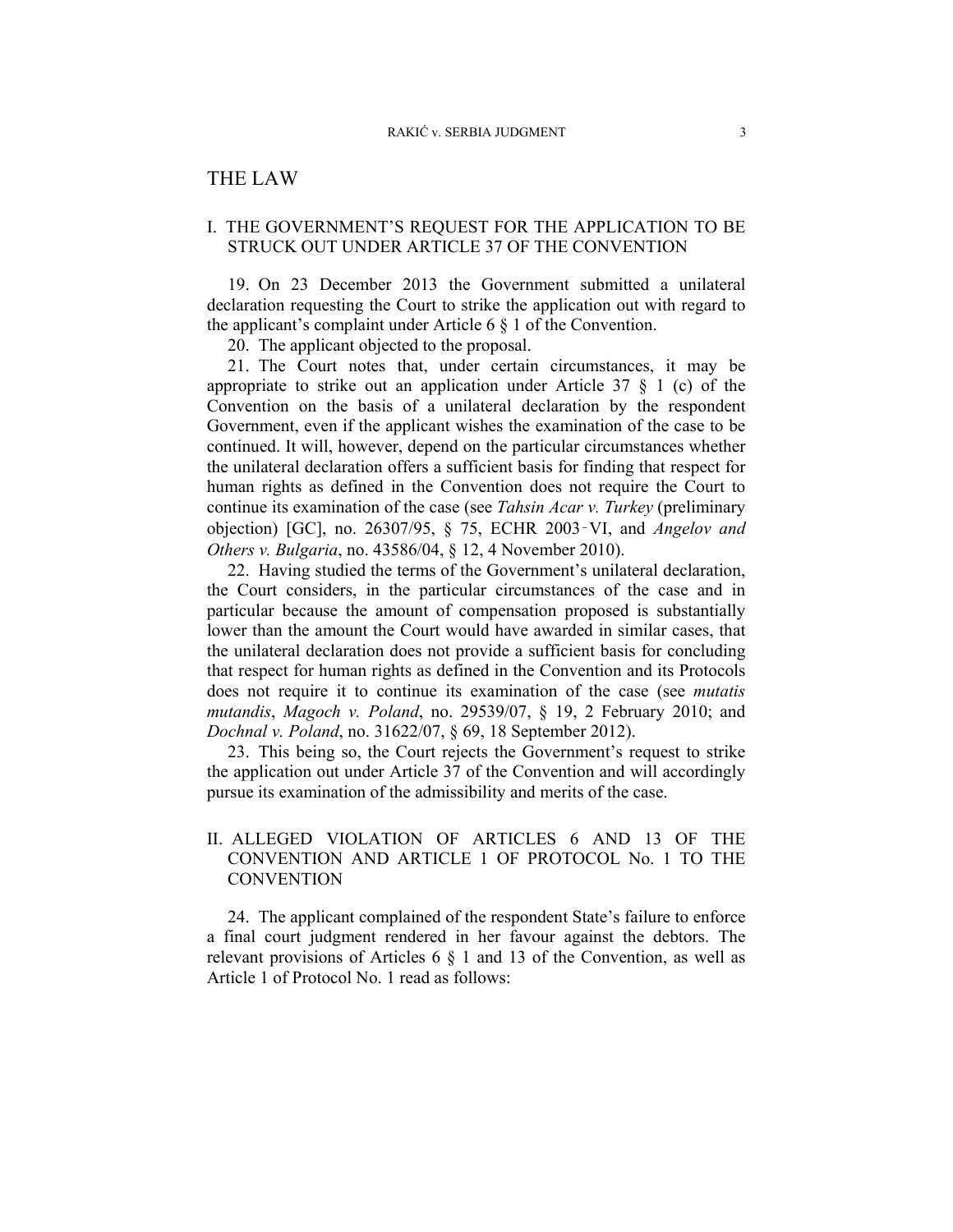# THE LAW

## I. THE GOVERNMENT'S REQUEST FOR THE APPLICATION TO BE STRUCK OUT UNDER ARTICLE 37 OF THE CONVENTION

19. On 23 December 2013 the Government submitted a unilateral declaration requesting the Court to strike the application out with regard to the applicant's complaint under Article 6 § 1 of the Convention.

20. The applicant objected to the proposal.

21. The Court notes that, under certain circumstances, it may be appropriate to strike out an application under Article 37 § 1 (c) of the Convention on the basis of a unilateral declaration by the respondent Government, even if the applicant wishes the examination of the case to be continued. It will, however, depend on the particular circumstances whether the unilateral declaration offers a sufficient basis for finding that respect for human rights as defined in the Convention does not require the Court to continue its examination of the case (see *Tahsin Acar v. Turkey* (preliminary objection) [GC], no. 26307/95, § 75, ECHR 2003‑VI, and *Angelov and Others v. Bulgaria*, no. 43586/04, § 12, 4 November 2010).

22. Having studied the terms of the Government's unilateral declaration, the Court considers, in the particular circumstances of the case and in particular because the amount of compensation proposed is substantially lower than the amount the Court would have awarded in similar cases, that the unilateral declaration does not provide a sufficient basis for concluding that respect for human rights as defined in the Convention and its Protocols does not require it to continue its examination of the case (see *mutatis mutandis*, *Magoch v. Poland*, no. 29539/07, § 19, 2 February 2010; and *Dochnal v. Poland*, no. 31622/07, § 69, 18 September 2012).

23. This being so, the Court rejects the Government's request to strike the application out under Article 37 of the Convention and will accordingly pursue its examination of the admissibility and merits of the case.

## II. ALLEGED VIOLATION OF ARTICLES 6 AND 13 OF THE CONVENTION AND ARTICLE 1 OF PROTOCOL No. 1 TO THE CONVENTION

24. The applicant complained of the respondent State's failure to enforce a final court judgment rendered in her favour against the debtors. The relevant provisions of Articles 6 § 1 and 13 of the Convention, as well as Article 1 of Protocol No. 1 read as follows: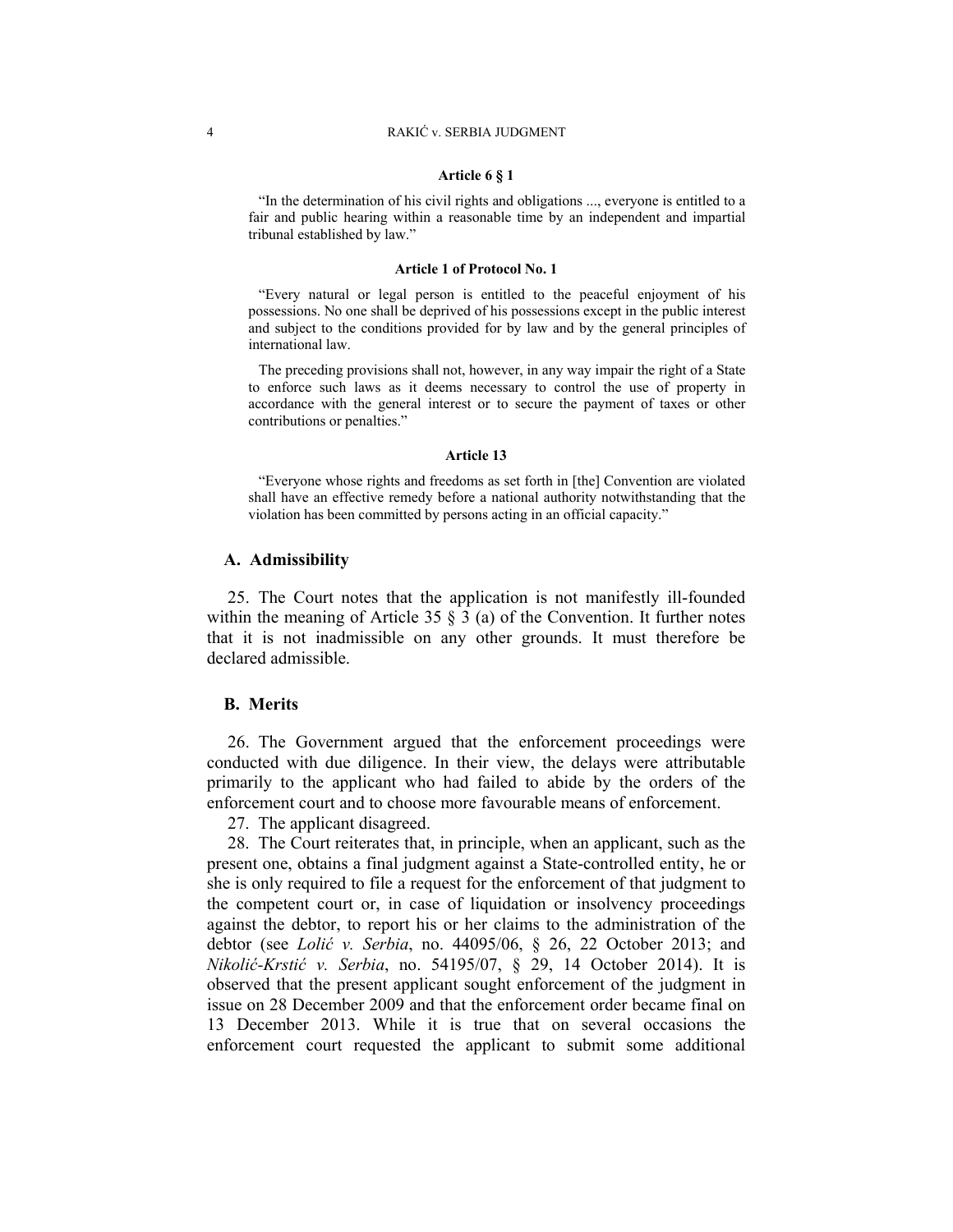#### Article 6 § 1

> "In the determination of his civil rights and obligations ..., everyone is entitled to a fair and public hearing within a reasonable time by an independent and impartial tribunal established by law."

#### Article 1 of Protocol No. 1

> "Every natural or legal person is entitled to the peaceful enjoyment of his possessions. No one shall be deprived of his possessions except in the public interest and subject to the conditions provided for by law and by the general principles of international law.
>
> The preceding provisions shall not, however, in any way impair the right of a State to enforce such laws as it deems necessary to control the use of property in accordance with the general interest or to secure the payment of taxes or other contributions or penalties."

#### Article 13

> "Everyone whose rights and freedoms as set forth in [the] Convention are violated shall have an effective remedy before a national authority notwithstanding that the violation has been committed by persons acting in an official capacity."

### A. Admissibility

25. The Court notes that the application is not manifestly ill-founded within the meaning of Article 35 § 3 (a) of the Convention. It further notes that it is not inadmissible on any other grounds. It must therefore be declared admissible.

### B. Merits

26. The Government argued that the enforcement proceedings were conducted with due diligence. In their view, the delays were attributable primarily to the applicant who had failed to abide by the orders of the enforcement court and to choose more favourable means of enforcement.

27. The applicant disagreed.

28. The Court reiterates that, in principle, when an applicant, such as the present one, obtains a final judgment against a State-controlled entity, he or she is only required to file a request for the enforcement of that judgment to the competent court or, in case of liquidation or insolvency proceedings against the debtor, to report his or her claims to the administration of the debtor (see *Lolić v. Serbia*, no. 44095/06, § 26, 22 October 2013; and *Nikolić-Krstić v. Serbia*, no. 54195/07, § 29, 14 October 2014). It is observed that the present applicant sought enforcement of the judgment in issue on 28 December 2009 and that the enforcement order became final on 13 December 2013. While it is true that on several occasions the enforcement court requested the applicant to submit some additional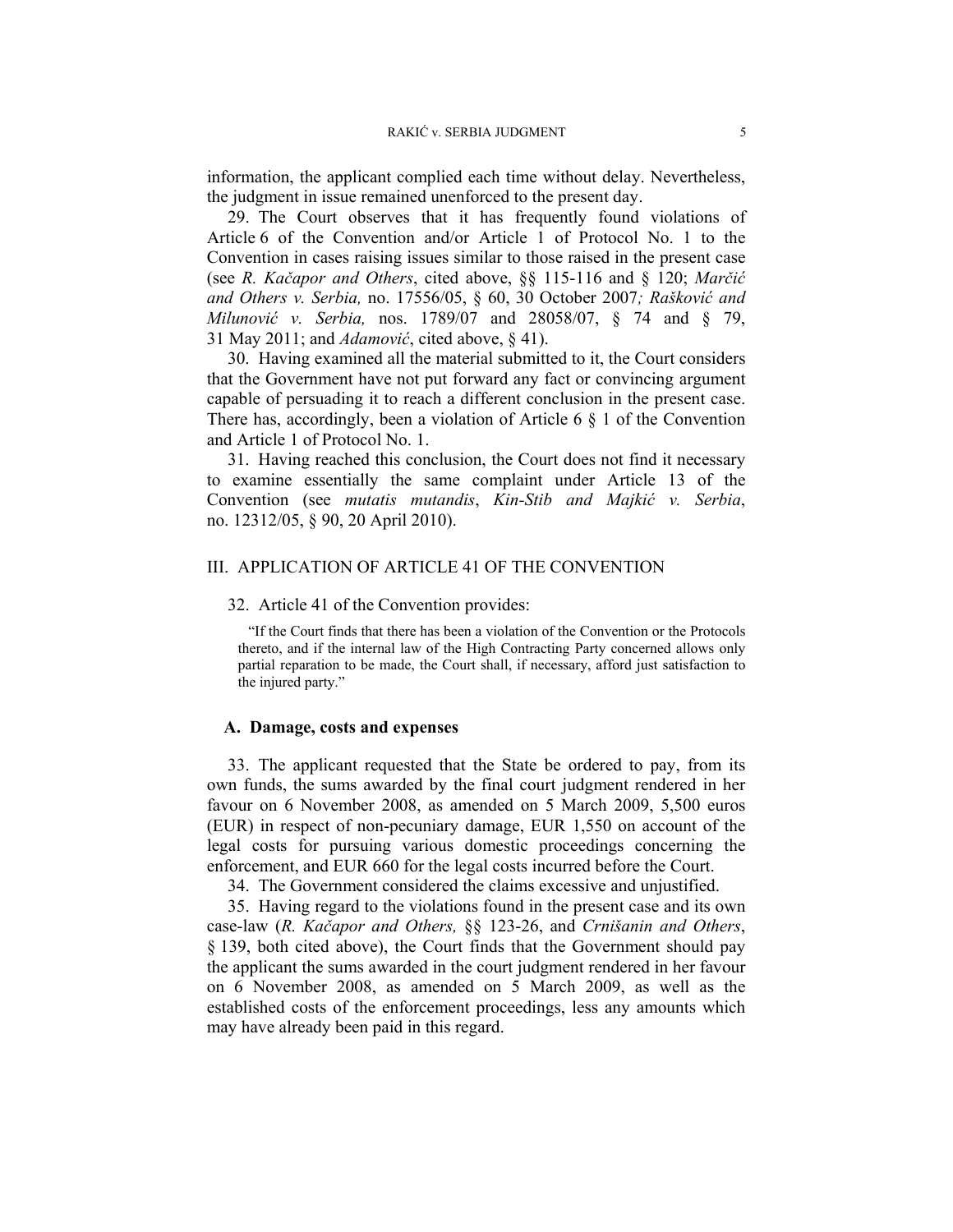information, the applicant complied each time without delay. Nevertheless, the judgment in issue remained unenforced to the present day.

29. The Court observes that it has frequently found violations of Article 6 of the Convention and/or Article 1 of Protocol No. 1 to the Convention in cases raising issues similar to those raised in the present case (see *R. Kačapor and Others*, cited above, §§ 115-116 and § 120; *Marčić and Others v. Serbia,* no. 17556/05, § 60, 30 October 2007*; Rašković and Milunović v. Serbia,* nos. 1789/07 and 28058/07, § 74 and § 79, 31 May 2011; and *Adamović*, cited above, § 41).

30. Having examined all the material submitted to it, the Court considers that the Government have not put forward any fact or convincing argument capable of persuading it to reach a different conclusion in the present case. There has, accordingly, been a violation of Article 6 § 1 of the Convention and Article 1 of Protocol No. 1.

31. Having reached this conclusion, the Court does not find it necessary to examine essentially the same complaint under Article 13 of the Convention (see *mutatis mutandis*, *Kin-Stib and Majkić v. Serbia*, no. 12312/05, § 90, 20 April 2010).

## III. APPLICATION OF ARTICLE 41 OF THE CONVENTION

32. Article 41 of the Convention provides:

> "If the Court finds that there has been a violation of the Convention or the Protocols thereto, and if the internal law of the High Contracting Party concerned allows only partial reparation to be made, the Court shall, if necessary, afford just satisfaction to the injured party."

### A. Damage, costs and expenses

33. The applicant requested that the State be ordered to pay, from its own funds, the sums awarded by the final court judgment rendered in her favour on 6 November 2008, as amended on 5 March 2009, 5,500 euros (EUR) in respect of non-pecuniary damage, EUR 1,550 on account of the legal costs for pursuing various domestic proceedings concerning the enforcement, and EUR 660 for the legal costs incurred before the Court.

34. The Government considered the claims excessive and unjustified.

35. Having regard to the violations found in the present case and its own case-law (*R. Kačapor and Others,* §§ 123-26, and *Crnišanin and Others*, § 139, both cited above), the Court finds that the Government should pay the applicant the sums awarded in the court judgment rendered in her favour on 6 November 2008, as amended on 5 March 2009, as well as the established costs of the enforcement proceedings, less any amounts which may have already been paid in this regard.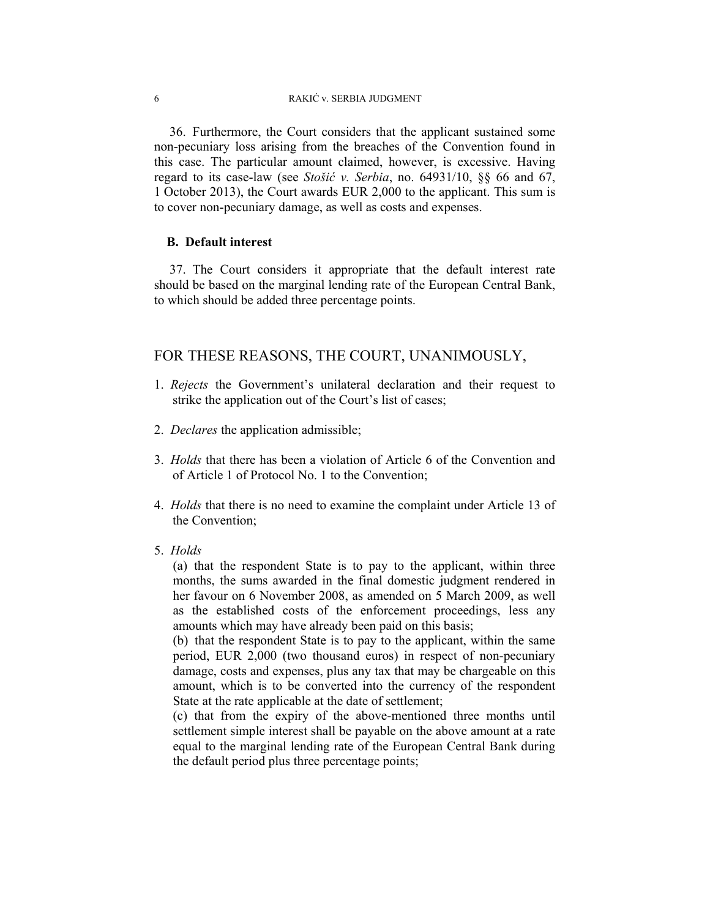36. Furthermore, the Court considers that the applicant sustained some non-pecuniary loss arising from the breaches of the Convention found in this case. The particular amount claimed, however, is excessive. Having regard to its case-law (see *Stošić v. Serbia*, no. 64931/10, §§ 66 and 67, 1 October 2013), the Court awards EUR 2,000 to the applicant. This sum is to cover non-pecuniary damage, as well as costs and expenses.

### B. Default interest

37. The Court considers it appropriate that the default interest rate should be based on the marginal lending rate of the European Central Bank, to which should be added three percentage points.

## FOR THESE REASONS, THE COURT, UNANIMOUSLY,

1. *Rejects* the Government's unilateral declaration and their request to strike the application out of the Court's list of cases;

2. *Declares* the application admissible;

3. *Holds* that there has been a violation of Article 6 of the Convention and of Article 1 of Protocol No. 1 to the Convention;

4. *Holds* that there is no need to examine the complaint under Article 13 of the Convention;

5. *Holds*

   (a) that the respondent State is to pay to the applicant, within three months, the sums awarded in the final domestic judgment rendered in her favour on 6 November 2008, as amended on 5 March 2009, as well as the established costs of the enforcement proceedings, less any amounts which may have already been paid on this basis;

   (b) that the respondent State is to pay to the applicant, within the same period, EUR 2,000 (two thousand euros) in respect of non-pecuniary damage, costs and expenses, plus any tax that may be chargeable on this amount, which is to be converted into the currency of the respondent State at the rate applicable at the date of settlement;

   (c) that from the expiry of the above-mentioned three months until settlement simple interest shall be payable on the above amount at a rate equal to the marginal lending rate of the European Central Bank during the default period plus three percentage points;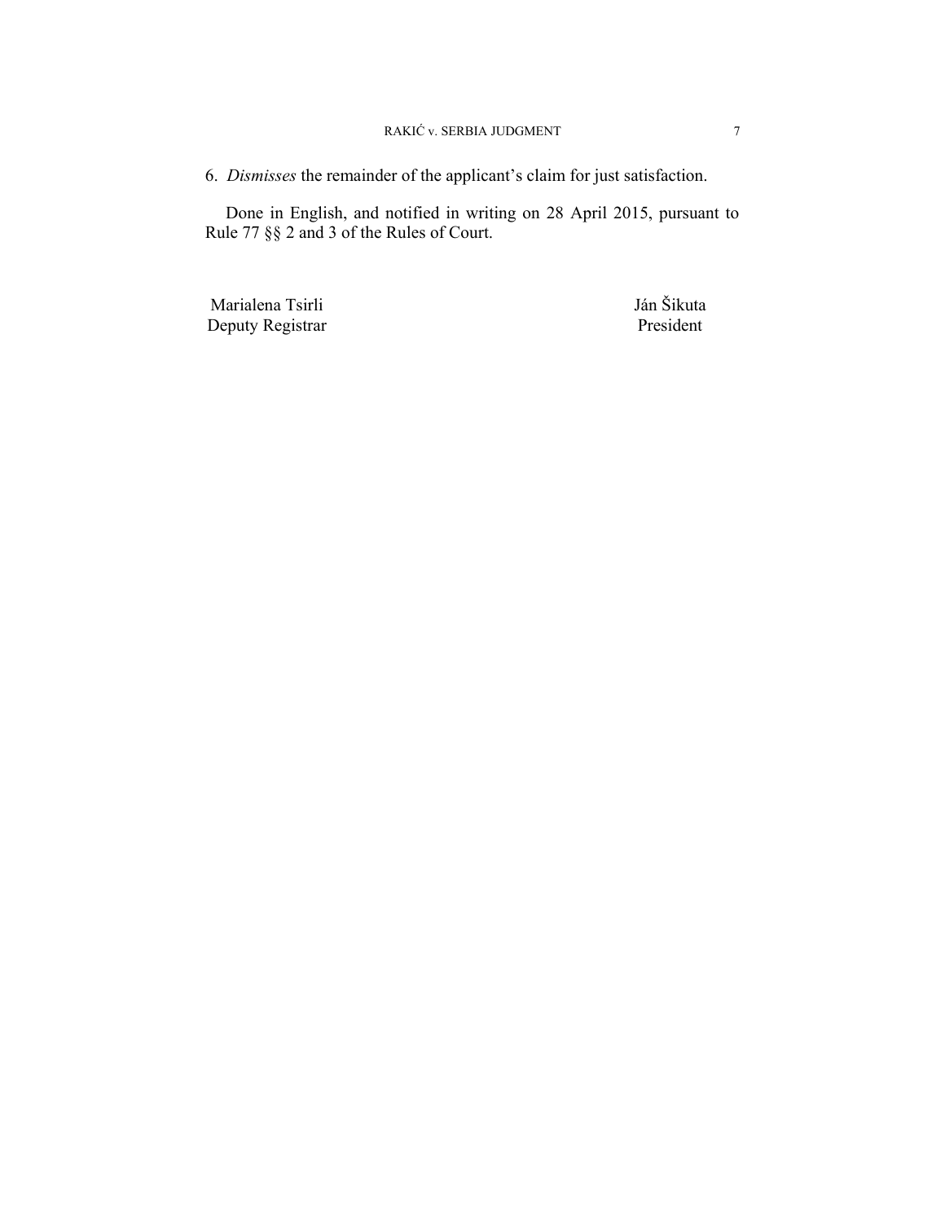6. *Dismisses* the remainder of the applicant's claim for just satisfaction.

Done in English, and notified in writing on 28 April 2015, pursuant to Rule 77 §§ 2 and 3 of the Rules of Court.

| | |
|---|---|
| Marialena Tsirli | Ján Šikuta |
| Deputy Registrar | President |